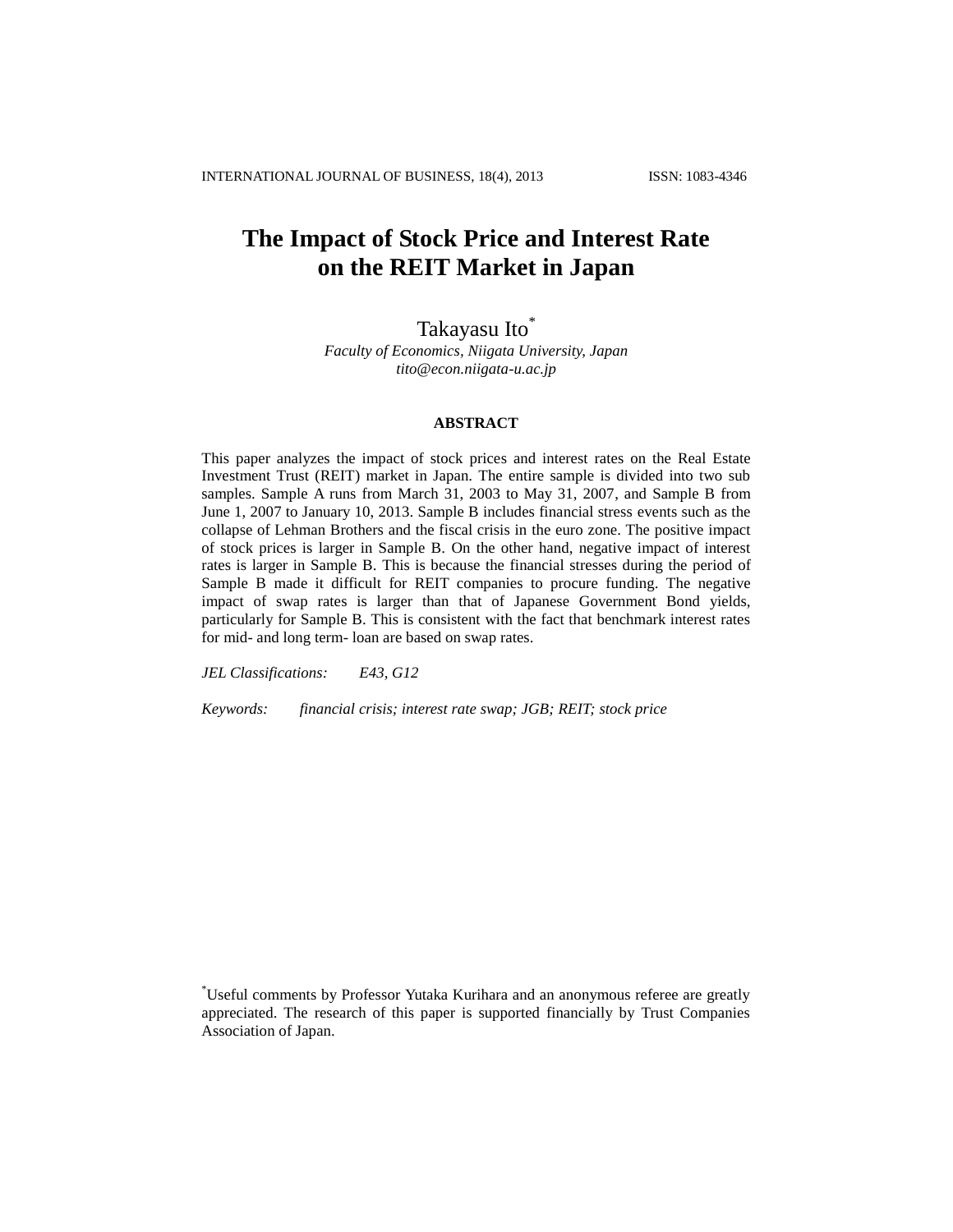# The Impact of Stock Price and Interest Rate on the REIT Market in Japan

Takayasu Ito*

*Faculty of Economics, Niigata University, Japan*
*tito@econ.niigata-u.ac.jp*

## ABSTRACT

This paper analyzes the impact of stock prices and interest rates on the Real Estate Investment Trust (REIT) market in Japan. The entire sample is divided into two sub samples. Sample A runs from March 31, 2003 to May 31, 2007, and Sample B from June 1, 2007 to January 10, 2013. Sample B includes financial stress events such as the collapse of Lehman Brothers and the fiscal crisis in the euro zone. The positive impact of stock prices is larger in Sample B. On the other hand, negative impact of interest rates is larger in Sample B. This is because the financial stresses during the period of Sample B made it difficult for REIT companies to procure funding. The negative impact of swap rates is larger than that of Japanese Government Bond yields, particularly for Sample B. This is consistent with the fact that benchmark interest rates for mid- and long term- loan are based on swap rates.

*JEL Classifications:* E43, G12

*Keywords:* *financial crisis; interest rate swap; JGB; REIT; stock price*

*Useful comments by Professor Yutaka Kurihara and an anonymous referee are greatly appreciated. The research of this paper is supported financially by Trust Companies Association of Japan.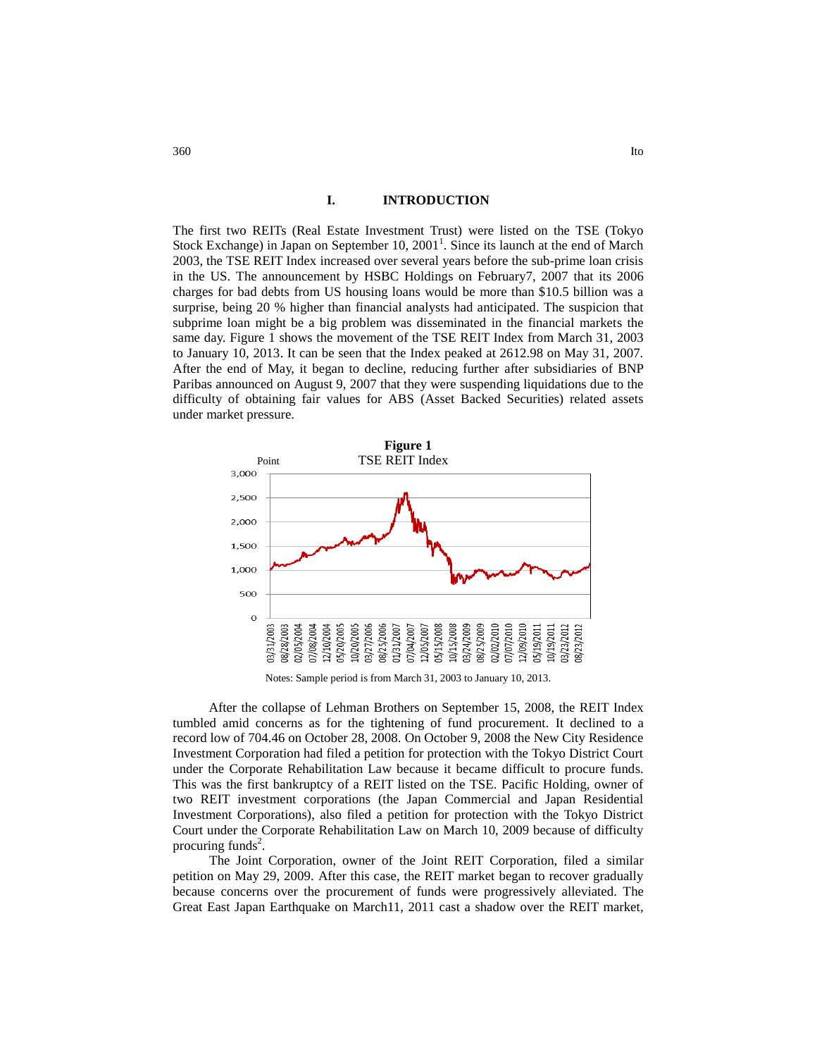## I. INTRODUCTION

The first two REITs (Real Estate Investment Trust) were listed on the TSE (Tokyo Stock Exchange) in Japan on September 10, 2001[1]. Since its launch at the end of March 2003, the TSE REIT Index increased over several years before the sub-prime loan crisis in the US. The announcement by HSBC Holdings on February7, 2007 that its 2006 charges for bad debts from US housing loans would be more than $10.5 billion was a surprise, being 20 % higher than financial analysts had anticipated. The suspicion that subprime loan might be a big problem was disseminated in the financial markets the same day. Figure 1 shows the movement of the TSE REIT Index from March 31, 2003 to January 10, 2013. It can be seen that the Index peaked at 2612.98 on May 31, 2007. After the end of May, it began to decline, reducing further after subsidiaries of BNP Paribas announced on August 9, 2007 that they were suspending liquidations due to the difficulty of obtaining fair values for ABS (Asset Backed Securities) related assets under market pressure.

**Figure 1**

TSE REIT Index

Notes: Sample period is from March 31, 2003 to January 10, 2013.

After the collapse of Lehman Brothers on September 15, 2008, the REIT Index tumbled amid concerns as for the tightening of fund procurement. It declined to a record low of 704.46 on October 28, 2008. On October 9, 2008 the New City Residence Investment Corporation had filed a petition for protection with the Tokyo District Court under the Corporate Rehabilitation Law because it became difficult to procure funds. This was the first bankruptcy of a REIT listed on the TSE. Pacific Holding, owner of two REIT investment corporations (the Japan Commercial and Japan Residential Investment Corporations), also filed a petition for protection with the Tokyo District Court under the Corporate Rehabilitation Law on March 10, 2009 because of difficulty procuring funds[2].

The Joint Corporation, owner of the Joint REIT Corporation, filed a similar petition on May 29, 2009. After this case, the REIT market began to recover gradually because concerns over the procurement of funds were progressively alleviated. The Great East Japan Earthquake on March11, 2011 cast a shadow over the REIT market,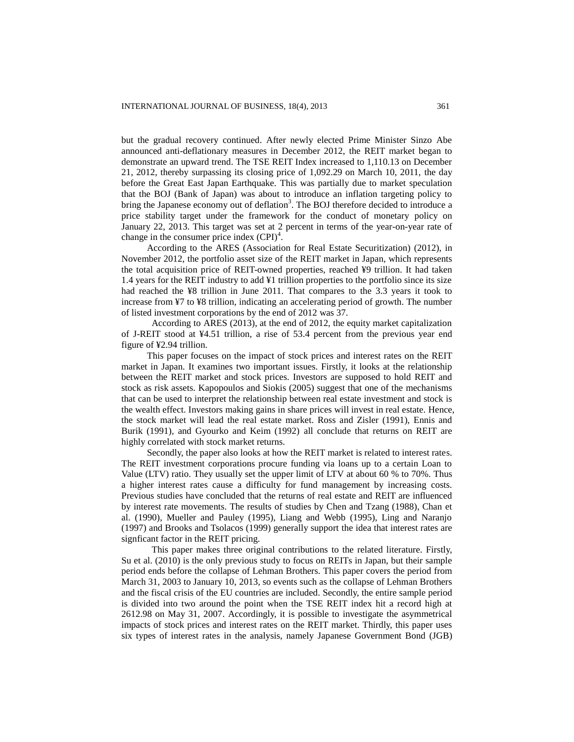but the gradual recovery continued. After newly elected Prime Minister Sinzo Abe announced anti-deflationary measures in December 2012, the REIT market began to demonstrate an upward trend. The TSE REIT Index increased to 1,110.13 on December 21, 2012, thereby surpassing its closing price of 1,092.29 on March 10, 2011, the day before the Great East Japan Earthquake. This was partially due to market speculation that the BOJ (Bank of Japan) was about to introduce an inflation targeting policy to bring the Japanese economy out of deflation[3]. The BOJ therefore decided to introduce a price stability target under the framework for the conduct of monetary policy on January 22, 2013. This target was set at 2 percent in terms of the year-on-year rate of change in the consumer price index (CPI)[4].

According to the ARES (Association for Real Estate Securitization) (2012), in November 2012, the portfolio asset size of the REIT market in Japan, which represents the total acquisition price of REIT-owned properties, reached ¥9 trillion. It had taken 1.4 years for the REIT industry to add ¥1 trillion properties to the portfolio since its size had reached the ¥8 trillion in June 2011. That compares to the 3.3 years it took to increase from ¥7 to ¥8 trillion, indicating an accelerating period of growth. The number of listed investment corporations by the end of 2012 was 37.

According to ARES (2013), at the end of 2012, the equity market capitalization of J-REIT stood at ¥4.51 trillion, a rise of 53.4 percent from the previous year end figure of ¥2.94 trillion.

This paper focuses on the impact of stock prices and interest rates on the REIT market in Japan. It examines two important issues. Firstly, it looks at the relationship between the REIT market and stock prices. Investors are supposed to hold REIT and stock as risk assets. Kapopoulos and Siokis (2005) suggest that one of the mechanisms that can be used to interpret the relationship between real estate investment and stock is the wealth effect. Investors making gains in share prices will invest in real estate. Hence, the stock market will lead the real estate market. Ross and Zisler (1991), Ennis and Burik (1991), and Gyourko and Keim (1992) all conclude that returns on REIT are highly correlated with stock market returns.

Secondly, the paper also looks at how the REIT market is related to interest rates. The REIT investment corporations procure funding via loans up to a certain Loan to Value (LTV) ratio. They usually set the upper limit of LTV at about 60 % to 70%. Thus a higher interest rates cause a difficulty for fund management by increasing costs. Previous studies have concluded that the returns of real estate and REIT are influenced by interest rate movements. The results of studies by Chen and Tzang (1988), Chan et al. (1990), Mueller and Pauley (1995), Liang and Webb (1995), Ling and Naranjo (1997) and Brooks and Tsolacos (1999) generally support the idea that interest rates are signficant factor in the REIT pricing.

This paper makes three original contributions to the related literature. Firstly, Su et al. (2010) is the only previous study to focus on REITs in Japan, but their sample period ends before the collapse of Lehman Brothers. This paper covers the period from March 31, 2003 to January 10, 2013, so events such as the collapse of Lehman Brothers and the fiscal crisis of the EU countries are included. Secondly, the entire sample period is divided into two around the point when the TSE REIT index hit a record high at 2612.98 on May 31, 2007. Accordingly, it is possible to investigate the asymmetrical impacts of stock prices and interest rates on the REIT market. Thirdly, this paper uses six types of interest rates in the analysis, namely Japanese Government Bond (JGB)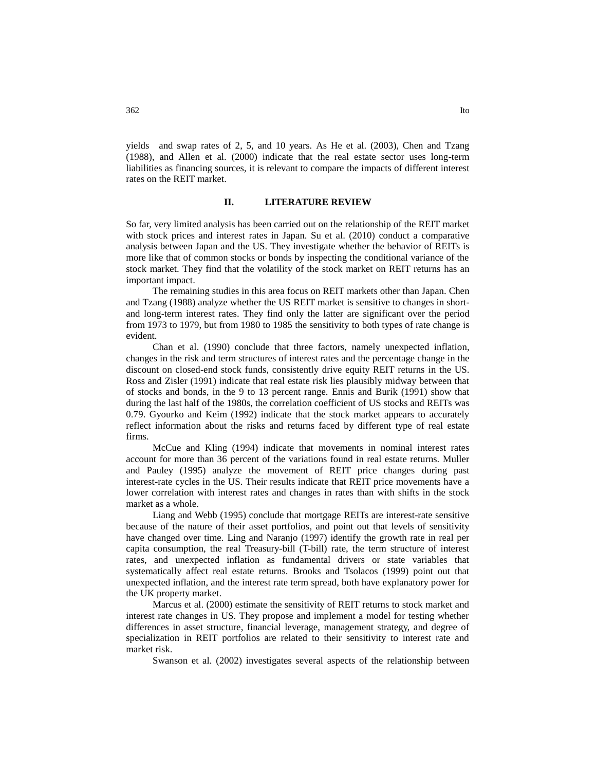yields and swap rates of 2, 5, and 10 years. As He et al. (2003), Chen and Tzang (1988), and Allen et al. (2000) indicate that the real estate sector uses long-term liabilities as financing sources, it is relevant to compare the impacts of different interest rates on the REIT market.

## II. LITERATURE REVIEW

So far, very limited analysis has been carried out on the relationship of the REIT market with stock prices and interest rates in Japan. Su et al. (2010) conduct a comparative analysis between Japan and the US. They investigate whether the behavior of REITs is more like that of common stocks or bonds by inspecting the conditional variance of the stock market. They find that the volatility of the stock market on REIT returns has an important impact.

The remaining studies in this area focus on REIT markets other than Japan. Chen and Tzang (1988) analyze whether the US REIT market is sensitive to changes in short- and long-term interest rates. They find only the latter are significant over the period from 1973 to 1979, but from 1980 to 1985 the sensitivity to both types of rate change is evident.

Chan et al. (1990) conclude that three factors, namely unexpected inflation, changes in the risk and term structures of interest rates and the percentage change in the discount on closed-end stock funds, consistently drive equity REIT returns in the US. Ross and Zisler (1991) indicate that real estate risk lies plausibly midway between that of stocks and bonds, in the 9 to 13 percent range. Ennis and Burik (1991) show that during the last half of the 1980s, the correlation coefficient of US stocks and REITs was 0.79. Gyourko and Keim (1992) indicate that the stock market appears to accurately reflect information about the risks and returns faced by different type of real estate firms.

McCue and Kling (1994) indicate that movements in nominal interest rates account for more than 36 percent of the variations found in real estate returns. Muller and Pauley (1995) analyze the movement of REIT price changes during past interest-rate cycles in the US. Their results indicate that REIT price movements have a lower correlation with interest rates and changes in rates than with shifts in the stock market as a whole.

Liang and Webb (1995) conclude that mortgage REITs are interest-rate sensitive because of the nature of their asset portfolios, and point out that levels of sensitivity have changed over time. Ling and Naranjo (1997) identify the growth rate in real per capita consumption, the real Treasury-bill (T-bill) rate, the term structure of interest rates, and unexpected inflation as fundamental drivers or state variables that systematically affect real estate returns. Brooks and Tsolacos (1999) point out that unexpected inflation, and the interest rate term spread, both have explanatory power for the UK property market.

Marcus et al. (2000) estimate the sensitivity of REIT returns to stock market and interest rate changes in US. They propose and implement a model for testing whether differences in asset structure, financial leverage, management strategy, and degree of specialization in REIT portfolios are related to their sensitivity to interest rate and market risk.

Swanson et al. (2002) investigates several aspects of the relationship between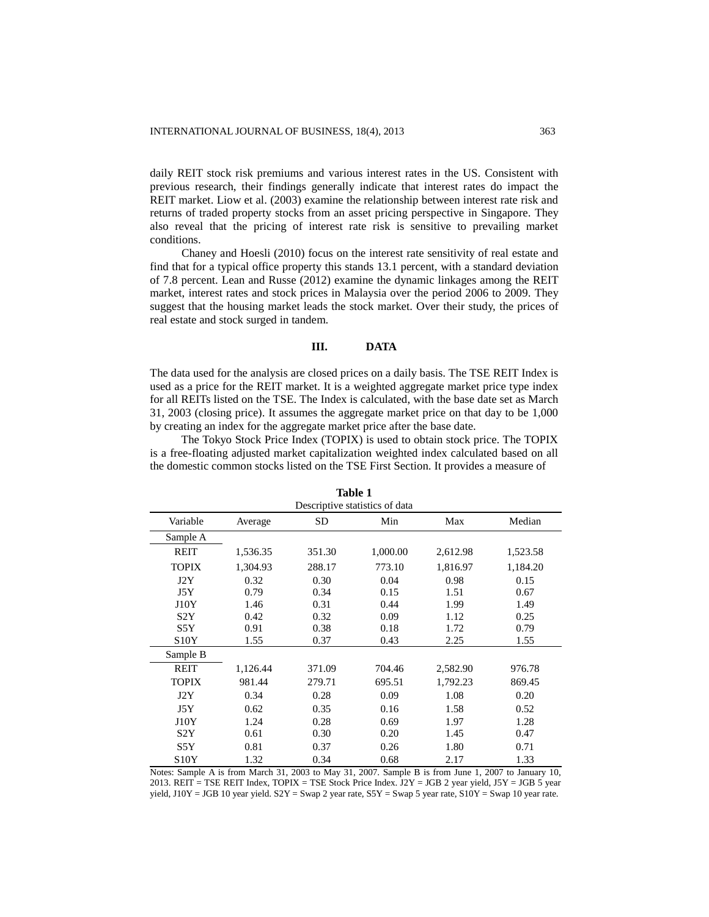daily REIT stock risk premiums and various interest rates in the US. Consistent with previous research, their findings generally indicate that interest rates do impact the REIT market. Liow et al. (2003) examine the relationship between interest rate risk and returns of traded property stocks from an asset pricing perspective in Singapore. They also reveal that the pricing of interest rate risk is sensitive to prevailing market conditions.

Chaney and Hoesli (2010) focus on the interest rate sensitivity of real estate and find that for a typical office property this stands 13.1 percent, with a standard deviation of 7.8 percent. Lean and Russe (2012) examine the dynamic linkages among the REIT market, interest rates and stock prices in Malaysia over the period 2006 to 2009. They suggest that the housing market leads the stock market. Over their study, the prices of real estate and stock surged in tandem.

## III. DATA

The data used for the analysis are closed prices on a daily basis. The TSE REIT Index is used as a price for the REIT market. It is a weighted aggregate market price type index for all REITs listed on the TSE. The Index is calculated, with the base date set as March 31, 2003 (closing price). It assumes the aggregate market price on that day to be 1,000 by creating an index for the aggregate market price after the base date.

The Tokyo Stock Price Index (TOPIX) is used to obtain stock price. The TOPIX is a free-floating adjusted market capitalization weighted index calculated based on all the domestic common stocks listed on the TSE First Section. It provides a measure of

**Table 1**
Descriptive statistics of data

| Variable | Average | SD | Min | Max | Median |
|---|---|---|---|---|---|
| Sample A | | | | | |
| REIT | 1,536.35 | 351.30 | 1,000.00 | 2,612.98 | 1,523.58 |
| TOPIX | 1,304.93 | 288.17 | 773.10 | 1,816.97 | 1,184.20 |
| J2Y | 0.32 | 0.30 | 0.04 | 0.98 | 0.15 |
| J5Y | 0.79 | 0.34 | 0.15 | 1.51 | 0.67 |
| J10Y | 1.46 | 0.31 | 0.44 | 1.99 | 1.49 |
| S2Y | 0.42 | 0.32 | 0.09 | 1.12 | 0.25 |
| S5Y | 0.91 | 0.38 | 0.18 | 1.72 | 0.79 |
| S10Y | 1.55 | 0.37 | 0.43 | 2.25 | 1.55 |
| Sample B | | | | | |
| REIT | 1,126.44 | 371.09 | 704.46 | 2,582.90 | 976.78 |
| TOPIX | 981.44 | 279.71 | 695.51 | 1,792.23 | 869.45 |
| J2Y | 0.34 | 0.28 | 0.09 | 1.08 | 0.20 |
| J5Y | 0.62 | 0.35 | 0.16 | 1.58 | 0.52 |
| J10Y | 1.24 | 0.28 | 0.69 | 1.97 | 1.28 |
| S2Y | 0.61 | 0.30 | 0.20 | 1.45 | 0.47 |
| S5Y | 0.81 | 0.37 | 0.26 | 1.80 | 0.71 |
| S10Y | 1.32 | 0.34 | 0.68 | 2.17 | 1.33 |

Notes: Sample A is from March 31, 2003 to May 31, 2007. Sample B is from June 1, 2007 to January 10, 2013. REIT = TSE REIT Index, TOPIX = TSE Stock Price Index. J2Y = JGB 2 year yield, J5Y = JGB 5 year yield, J10Y = JGB 10 year yield. S2Y = Swap 2 year rate, S5Y = Swap 5 year rate, S10Y = Swap 10 year rate.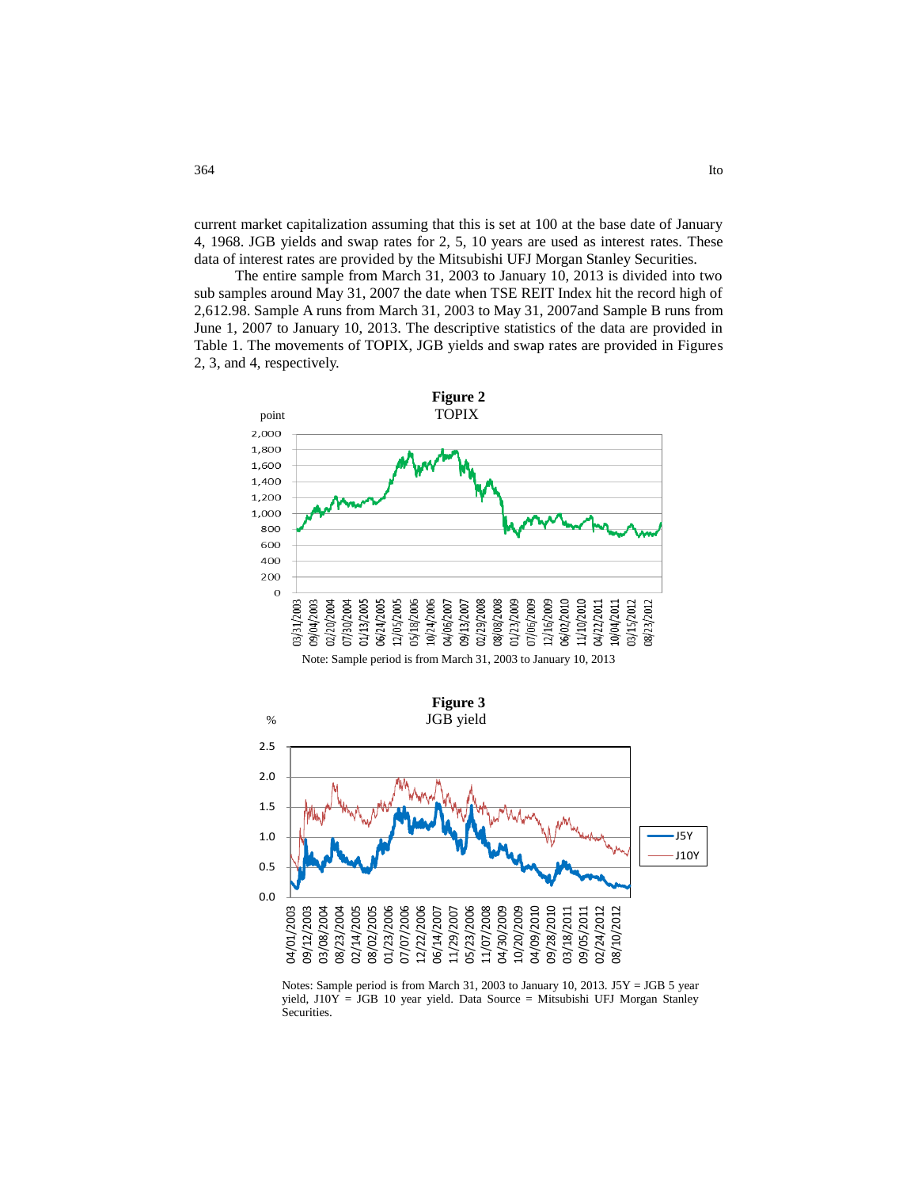current market capitalization assuming that this is set at 100 at the base date of January 4, 1968. JGB yields and swap rates for 2, 5, 10 years are used as interest rates. These data of interest rates are provided by the Mitsubishi UFJ Morgan Stanley Securities.

The entire sample from March 31, 2003 to January 10, 2013 is divided into two sub samples around May 31, 2007 the date when TSE REIT Index hit the record high of 2,612.98. Sample A runs from March 31, 2003 to May 31, 2007and Sample B runs from June 1, 2007 to January 10, 2013. The descriptive statistics of the data are provided in Table 1. The movements of TOPIX, JGB yields and swap rates are provided in Figures 2, 3, and 4, respectively.

**Figure 2**
TOPIX

Note: Sample period is from March 31, 2003 to January 10, 2013

**Figure 3**
JGB yield

Notes: Sample period is from March 31, 2003 to January 10, 2013. J5Y = JGB 5 year yield, J10Y = JGB 10 year yield. Data Source = Mitsubishi UFJ Morgan Stanley Securities.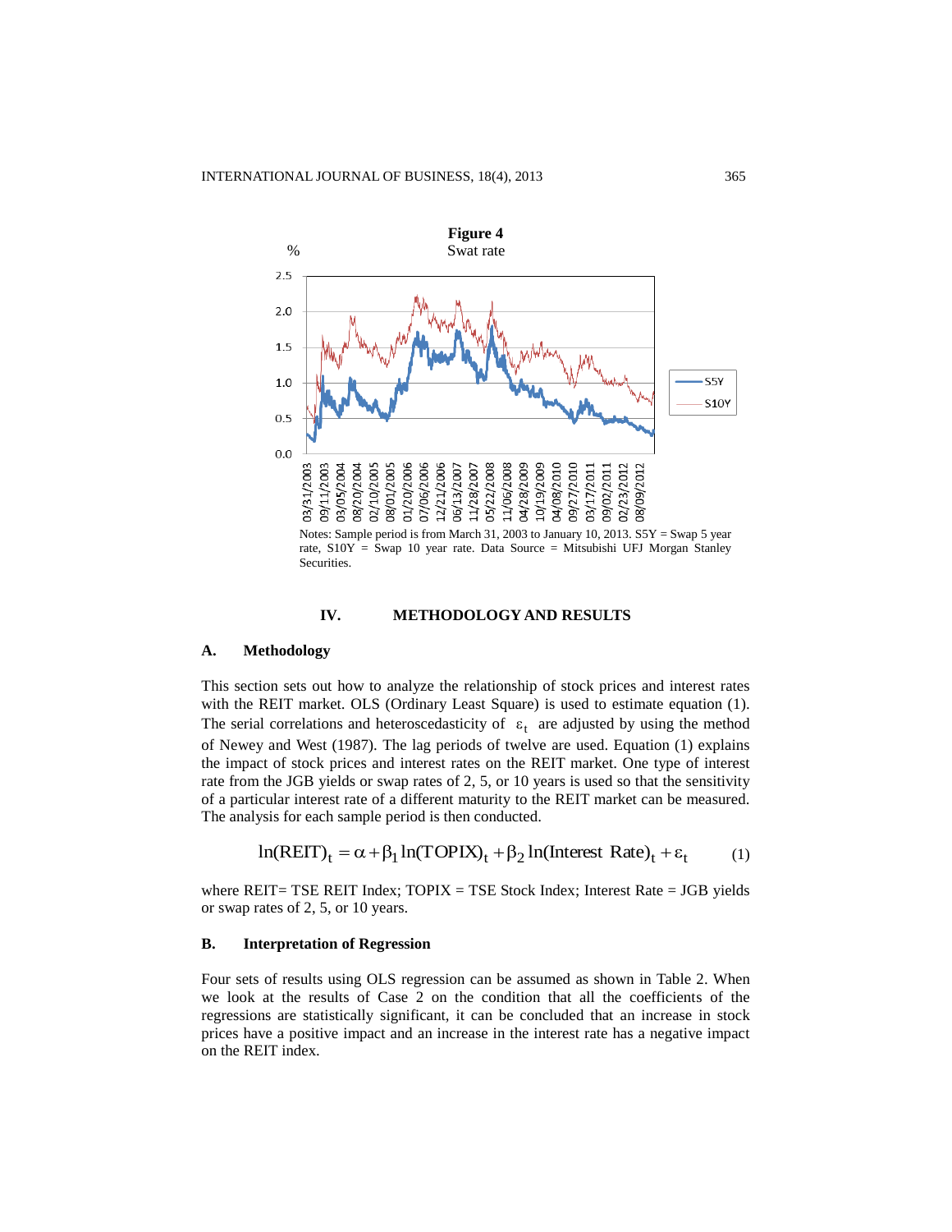**Figure 4**
Swat rate

Notes: Sample period is from March 31, 2003 to January 10, 2013. S5Y = Swap 5 year rate, S10Y = Swap 10 year rate. Data Source = Mitsubishi UFJ Morgan Stanley Securities.

## IV. METHODOLOGY AND RESULTS

### A. Methodology

This section sets out how to analyze the relationship of stock prices and interest rates with the REIT market. OLS (Ordinary Least Square) is used to estimate equation (1). The serial correlations and heteroscedasticity of $\varepsilon_t$ are adjusted by using the method of Newey and West (1987). The lag periods of twelve are used. Equation (1) explains the impact of stock prices and interest rates on the REIT market. One type of interest rate from the JGB yields or swap rates of 2, 5, or 10 years is used so that the sensitivity of a particular interest rate of a different maturity to the REIT market can be measured. The analysis for each sample period is then conducted.

$$\ln(\text{REIT})_t = \alpha + \beta_1 \ln(\text{TOPIX})_t + \beta_2 \ln(\text{Interest Rate})_t + \varepsilon_t \qquad (1)$$

where REIT= TSE REIT Index; TOPIX = TSE Stock Index; Interest Rate = JGB yields or swap rates of 2, 5, or 10 years.

### B. Interpretation of Regression

Four sets of results using OLS regression can be assumed as shown in Table 2. When we look at the results of Case 2 on the condition that all the coefficients of the regressions are statistically significant, it can be concluded that an increase in stock prices have a positive impact and an increase in the interest rate has a negative impact on the REIT index.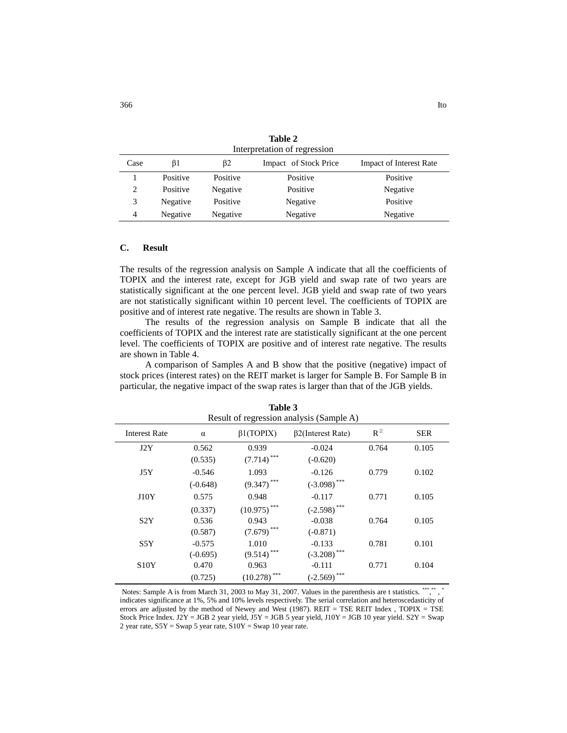**Table 2**
Interpretation of regression

| Case | β1 | β2 | Impact of Stock Price | Impact of Interest Rate |
|---|---|---|---|---|
| 1 | Positive | Positive | Positive | Positive |
| 2 | Positive | Negative | Positive | Negative |
| 3 | Negative | Positive | Negative | Positive |
| 4 | Negative | Negative | Negative | Negative |

### C. Result

The results of the regression analysis on Sample A indicate that all the coefficients of TOPIX and the interest rate, except for JGB yield and swap rate of two years are statistically significant at the one percent level. JGB yield and swap rate of two years are not statistically significant within 10 percent level. The coefficients of TOPIX are positive and of interest rate negative. The results are shown in Table 3.

The results of the regression analysis on Sample B indicate that all the coefficients of TOPIX and the interest rate are statistically significant at the one percent level. The coefficients of TOPIX are positive and of interest rate negative. The results are shown in Table 4.

A comparison of Samples A and B show that the positive (negative) impact of stock prices (interest rates) on the REIT market is larger for Sample B. For Sample B in particular, the negative impact of the swap rates is larger than that of the JGB yields.

**Table 3**
Result of regression analysis (Sample A)

| Interest Rate | α | β1(TOPIX) | β2(Interest Rate) | $R^2$ | SER |
|---|---|---|---|---|---|
| J2Y | 0.562 | 0.939 | -0.024 | 0.764 | 0.105 |
| | (0.535) | (7.714) *** | (-0.620) | | |
| J5Y | -0.546 | 1.093 | -0.126 | 0.779 | 0.102 |
| | (-0.648) | (9.347) *** | (-3.098) *** | | |
| J10Y | 0.575 | 0.948 | -0.117 | 0.771 | 0.105 |
| | (0.337) | (10.975) *** | (-2.598) *** | | |
| S2Y | 0.536 | 0.943 | -0.038 | 0.764 | 0.105 |
| | (0.587) | (7.679) *** | (-0.871) | | |
| S5Y | -0.575 | 1.010 | -0.133 | 0.781 | 0.101 |
| | (-0.695) | (9.514) *** | (-3.208) *** | | |
| S10Y | 0.470 | 0.963 | -0.111 | 0.771 | 0.104 |
| | (0.725) | (10.278) *** | (-2.569) *** | | |

Notes: Sample A is from March 31, 2003 to May 31, 2007. Values in the parenthesis are t statistics. ***, **, * indicates significance at 1%, 5% and 10% levels respectively. The serial correlation and heteroscedasticity of errors are adjusted by the method of Newey and West (1987). REIT = TSE REIT Index , TOPIX = TSE Stock Price Index. J2Y = JGB 2 year yield, J5Y = JGB 5 year yield, J10Y = JGB 10 year yield. S2Y = Swap 2 year rate, S5Y = Swap 5 year rate, S10Y = Swap 10 year rate.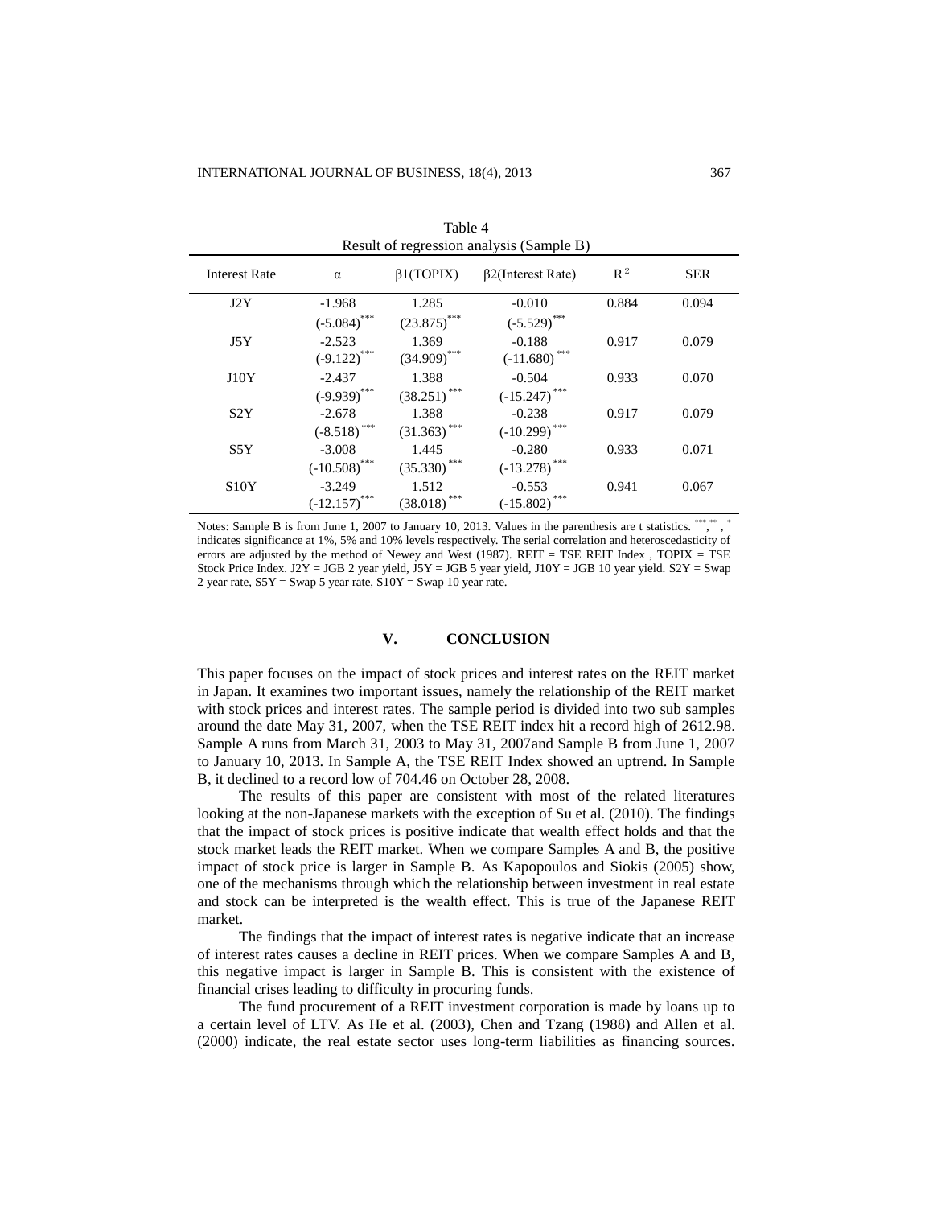Table 4
Result of regression analysis (Sample B)

| Interest Rate | α | β1(TOPIX) | β2(Interest Rate) | $R^2$ | SER |
|---|---|---|---|---|---|
| J2Y | -1.968 | 1.285 | -0.010 | 0.884 | 0.094 |
| | (-5.084)*** | (23.875)*** | (-5.529)*** | | |
| J5Y | -2.523 | 1.369 | -0.188 | 0.917 | 0.079 |
| | (-9.122)*** | (34.909)*** | (-11.680)*** | | |
| J10Y | -2.437 | 1.388 | -0.504 | 0.933 | 0.070 |
| | (-9.939)*** | (38.251)*** | (-15.247)*** | | |
| S2Y | -2.678 | 1.388 | -0.238 | 0.917 | 0.079 |
| | (-8.518)*** | (31.363)*** | (-10.299)*** | | |
| S5Y | -3.008 | 1.445 | -0.280 | 0.933 | 0.071 |
| | (-10.508)*** | (35.330)*** | (-13.278)*** | | |
| S10Y | -3.249 | 1.512 | -0.553 | 0.941 | 0.067 |
| | (-12.157)*** | (38.018)*** | (-15.802)*** | | |

Notes: Sample B is from June 1, 2007 to January 10, 2013. Values in the parenthesis are t statistics. ***,**, * indicates significance at 1%, 5% and 10% levels respectively. The serial correlation and heteroscedasticity of errors are adjusted by the method of Newey and West (1987). REIT = TSE REIT Index , TOPIX = TSE Stock Price Index. J2Y = JGB 2 year yield, J5Y = JGB 5 year yield, J10Y = JGB 10 year yield. S2Y = Swap 2 year rate, S5Y = Swap 5 year rate, S10Y = Swap 10 year rate.

## V. CONCLUSION

This paper focuses on the impact of stock prices and interest rates on the REIT market in Japan. It examines two important issues, namely the relationship of the REIT market with stock prices and interest rates. The sample period is divided into two sub samples around the date May 31, 2007, when the TSE REIT index hit a record high of 2612.98. Sample A runs from March 31, 2003 to May 31, 2007and Sample B from June 1, 2007 to January 10, 2013. In Sample A, the TSE REIT Index showed an uptrend. In Sample B, it declined to a record low of 704.46 on October 28, 2008.

The results of this paper are consistent with most of the related literatures looking at the non-Japanese markets with the exception of Su et al. (2010). The findings that the impact of stock prices is positive indicate that wealth effect holds and that the stock market leads the REIT market. When we compare Samples A and B, the positive impact of stock price is larger in Sample B. As Kapopoulos and Siokis (2005) show, one of the mechanisms through which the relationship between investment in real estate and stock can be interpreted is the wealth effect. This is true of the Japanese REIT market.

The findings that the impact of interest rates is negative indicate that an increase of interest rates causes a decline in REIT prices. When we compare Samples A and B, this negative impact is larger in Sample B. This is consistent with the existence of financial crises leading to difficulty in procuring funds.

The fund procurement of a REIT investment corporation is made by loans up to a certain level of LTV. As He et al. (2003), Chen and Tzang (1988) and Allen et al. (2000) indicate, the real estate sector uses long-term liabilities as financing sources.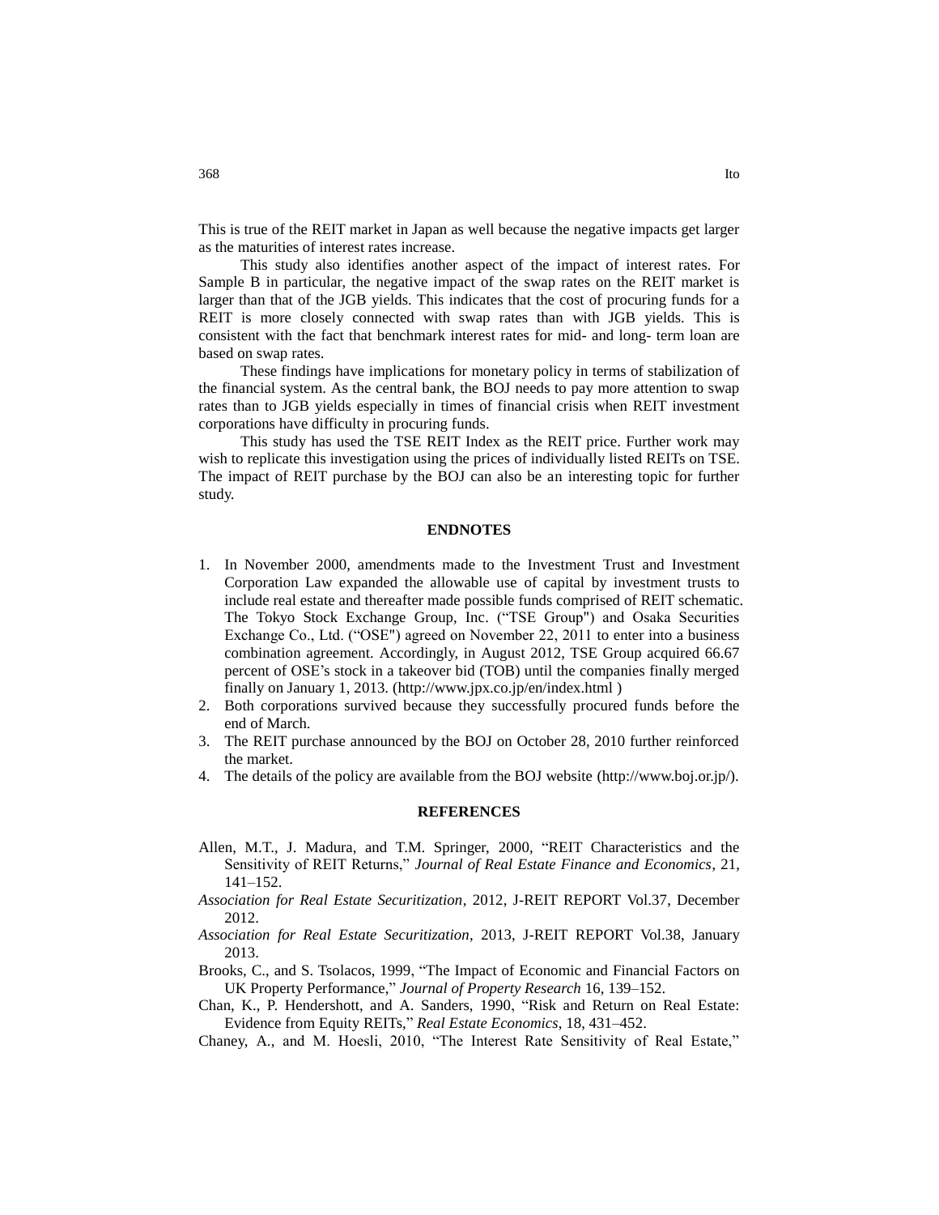This is true of the REIT market in Japan as well because the negative impacts get larger as the maturities of interest rates increase.

This study also identifies another aspect of the impact of interest rates. For Sample B in particular, the negative impact of the swap rates on the REIT market is larger than that of the JGB yields. This indicates that the cost of procuring funds for a REIT is more closely connected with swap rates than with JGB yields. This is consistent with the fact that benchmark interest rates for mid- and long- term loan are based on swap rates.

These findings have implications for monetary policy in terms of stabilization of the financial system. As the central bank, the BOJ needs to pay more attention to swap rates than to JGB yields especially in times of financial crisis when REIT investment corporations have difficulty in procuring funds.

This study has used the TSE REIT Index as the REIT price. Further work may wish to replicate this investigation using the prices of individually listed REITs on TSE. The impact of REIT purchase by the BOJ can also be an interesting topic for further study.

## ENDNOTES

1. In November 2000, amendments made to the Investment Trust and Investment Corporation Law expanded the allowable use of capital by investment trusts to include real estate and thereafter made possible funds comprised of REIT schematic. The Tokyo Stock Exchange Group, Inc. ("TSE Group") and Osaka Securities Exchange Co., Ltd. ("OSE") agreed on November 22, 2011 to enter into a business combination agreement. Accordingly, in August 2012, TSE Group acquired 66.67 percent of OSE's stock in a takeover bid (TOB) until the companies finally merged finally on January 1, 2013. (http://www.jpx.co.jp/en/index.html )
2. Both corporations survived because they successfully procured funds before the end of March.
3. The REIT purchase announced by the BOJ on October 28, 2010 further reinforced the market.
4. The details of the policy are available from the BOJ website (http://www.boj.or.jp/).

## REFERENCES

Allen, M.T., J. Madura, and T.M. Springer, 2000, "REIT Characteristics and the Sensitivity of REIT Returns," *Journal of Real Estate Finance and Economics*, 21, 141–152.

*Association for Real Estate Securitization*, 2012, J-REIT REPORT Vol.37, December 2012.

*Association for Real Estate Securitization*, 2013, J-REIT REPORT Vol.38, January 2013.

Brooks, C., and S. Tsolacos, 1999, "The Impact of Economic and Financial Factors on UK Property Performance," *Journal of Property Research* 16, 139–152.

Chan, K., P. Hendershott, and A. Sanders, 1990, "Risk and Return on Real Estate: Evidence from Equity REITs," *Real Estate Economics*, 18, 431–452.

Chaney, A., and M. Hoesli, 2010, "The Interest Rate Sensitivity of Real Estate,"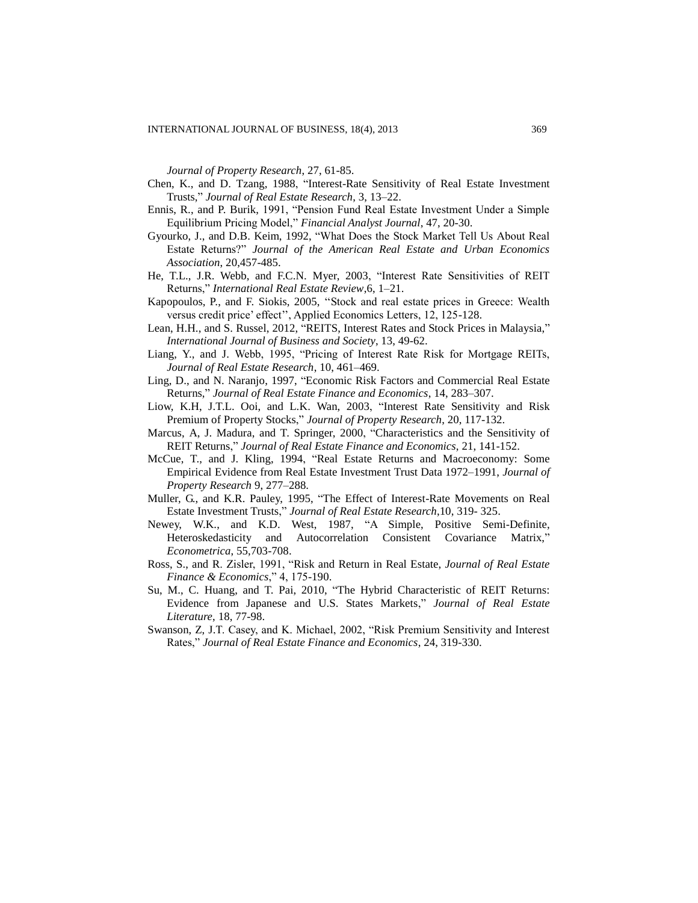*Journal of Property Research*, 27, 61-85.

Chen, K., and D. Tzang, 1988, "Interest-Rate Sensitivity of Real Estate Investment Trusts," *Journal of Real Estate Research*, 3, 13–22.

Ennis, R., and P. Burik, 1991, "Pension Fund Real Estate Investment Under a Simple Equilibrium Pricing Model," *Financial Analyst Journal*, 47, 20-30.

Gyourko, J., and D.B. Keim, 1992, "What Does the Stock Market Tell Us About Real Estate Returns?" *Journal of the American Real Estate and Urban Economics Association*, 20,457-485.

He, T.L., J.R. Webb, and F.C.N. Myer, 2003, "Interest Rate Sensitivities of REIT Returns," *International Real Estate Review*,6, 1–21.

Kapopoulos, P., and F. Siokis, 2005, ''Stock and real estate prices in Greece: Wealth versus credit price' effect'', Applied Economics Letters, 12, 125-128.

Lean, H.H., and S. Russel, 2012, "REITS, Interest Rates and Stock Prices in Malaysia," *International Journal of Business and Society*, 13, 49-62.

Liang, Y., and J. Webb, 1995, "Pricing of Interest Rate Risk for Mortgage REITs, *Journal of Real Estate Research*, 10, 461–469.

Ling, D., and N. Naranjo, 1997, "Economic Risk Factors and Commercial Real Estate Returns," *Journal of Real Estate Finance and Economics*, 14, 283–307.

Liow, K.H, J.T.L. Ooi, and L.K. Wan, 2003, "Interest Rate Sensitivity and Risk Premium of Property Stocks," *Journal of Property Research*, 20, 117-132.

Marcus, A, J. Madura, and T. Springer, 2000, "Characteristics and the Sensitivity of REIT Returns," *Journal of Real Estate Finance and Economics*, 21, 141-152.

McCue, T., and J. Kling, 1994, "Real Estate Returns and Macroeconomy: Some Empirical Evidence from Real Estate Investment Trust Data 1972–1991, *Journal of Property Research* 9, 277–288.

Muller, G., and K.R. Pauley, 1995, "The Effect of Interest-Rate Movements on Real Estate Investment Trusts," *Journal of Real Estate Research*,10, 319- 325.

Newey, W.K., and K.D. West, 1987, "A Simple, Positive Semi-Definite, Heteroskedasticity and Autocorrelation Consistent Covariance Matrix," *Econometrica*, 55,703-708.

Ross, S., and R. Zisler, 1991, "Risk and Return in Real Estate, *Journal of Real Estate Finance & Economics*," 4, 175-190.

Su, M., C. Huang, and T. Pai, 2010, "The Hybrid Characteristic of REIT Returns: Evidence from Japanese and U.S. States Markets," *Journal of Real Estate Literature*, 18, 77-98.

Swanson, Z, J.T. Casey, and K. Michael, 2002, "Risk Premium Sensitivity and Interest Rates," *Journal of Real Estate Finance and Economics*, 24, 319-330.